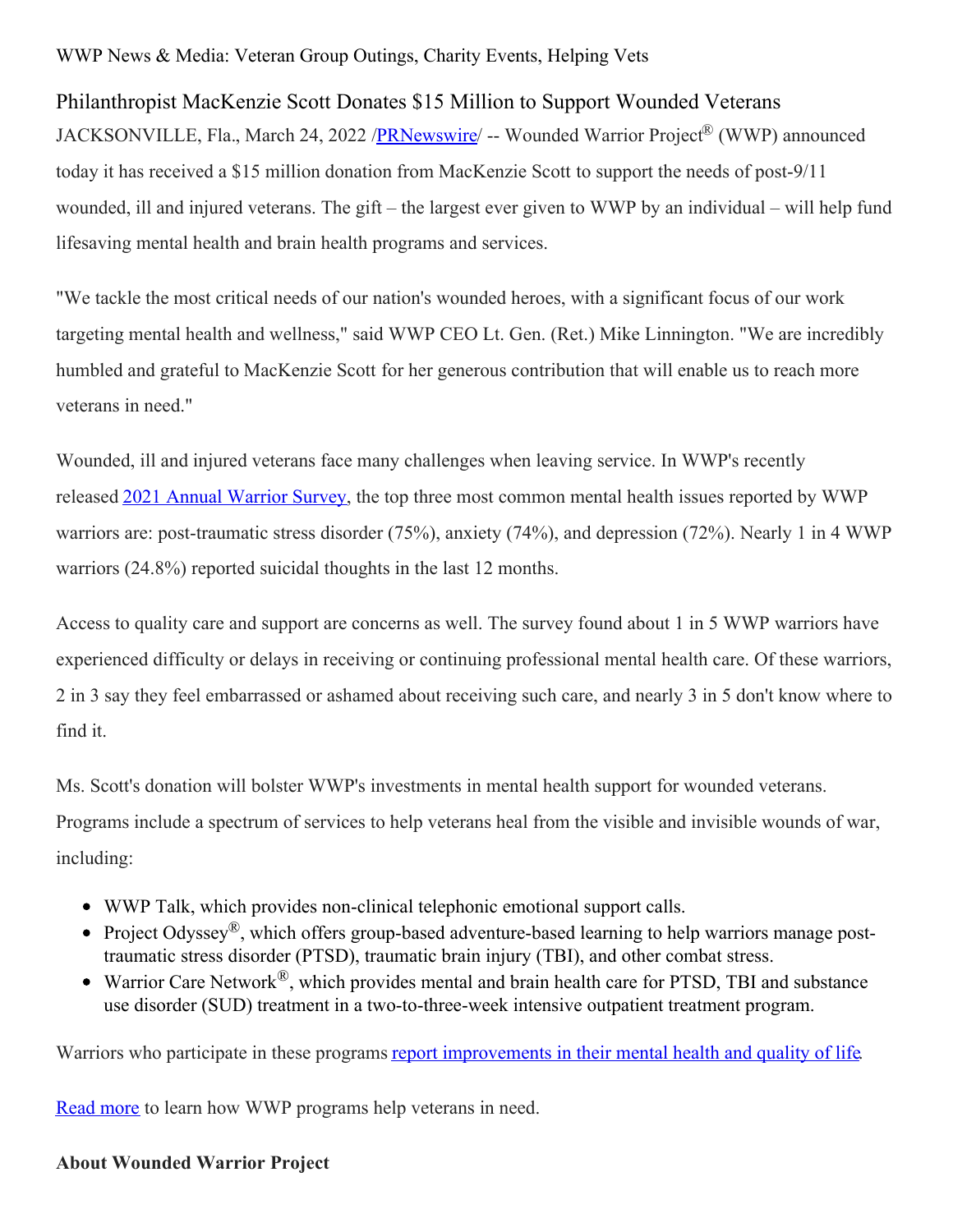WWP News & Media: Veteran Group Outings, Charity Events, Helping Vets

## Philanthropist MacKenzie Scott Donates $15 Million to Support Wounded Veterans

JACKSONVILLE, Fla., March 24, 2022 /PRNewswire/ -- Wounded Warrior Project® (WWP) announced today it has received a $15 million donation from MacKenzie Scott to support the needs of post-9/11 wounded, ill and injured veterans. The gift – the largest ever given to WWP by an individual – will help fund lifesaving mental health and brain health programs and services.

"We tackle the most critical needs of our nation's wounded heroes, with a significant focus of our work targeting mental health and wellness," said WWP CEO Lt. Gen. (Ret.) Mike Linnington. "We are incredibly humbled and grateful to MacKenzie Scott for her generous contribution that will enable us to reach more veterans in need."

Wounded, ill and injured veterans face many challenges when leaving service. In WWP's recently released 2021 Annual Warrior Survey, the top three most common mental health issues reported by WWP warriors are: post-traumatic stress disorder (75%), anxiety (74%), and depression (72%). Nearly 1 in 4 WWP warriors (24.8%) reported suicidal thoughts in the last 12 months.

Access to quality care and support are concerns as well. The survey found about 1 in 5 WWP warriors have experienced difficulty or delays in receiving or continuing professional mental health care. Of these warriors, 2 in 3 say they feel embarrassed or ashamed about receiving such care, and nearly 3 in 5 don't know where to find it.

Ms. Scott's donation will bolster WWP's investments in mental health support for wounded veterans. Programs include a spectrum of services to help veterans heal from the visible and invisible wounds of war, including:

- WWP Talk, which provides non-clinical telephonic emotional support calls.
- Project Odyssey®, which offers group-based adventure-based learning to help warriors manage post-traumatic stress disorder (PTSD), traumatic brain injury (TBI), and other combat stress.
- Warrior Care Network®, which provides mental and brain health care for PTSD, TBI and substance use disorder (SUD) treatment in a two-to-three-week intensive outpatient treatment program.

Warriors who participate in these programs report improvements in their mental health and quality of life.

Read more to learn how WWP programs help veterans in need.

**About Wounded Warrior Project**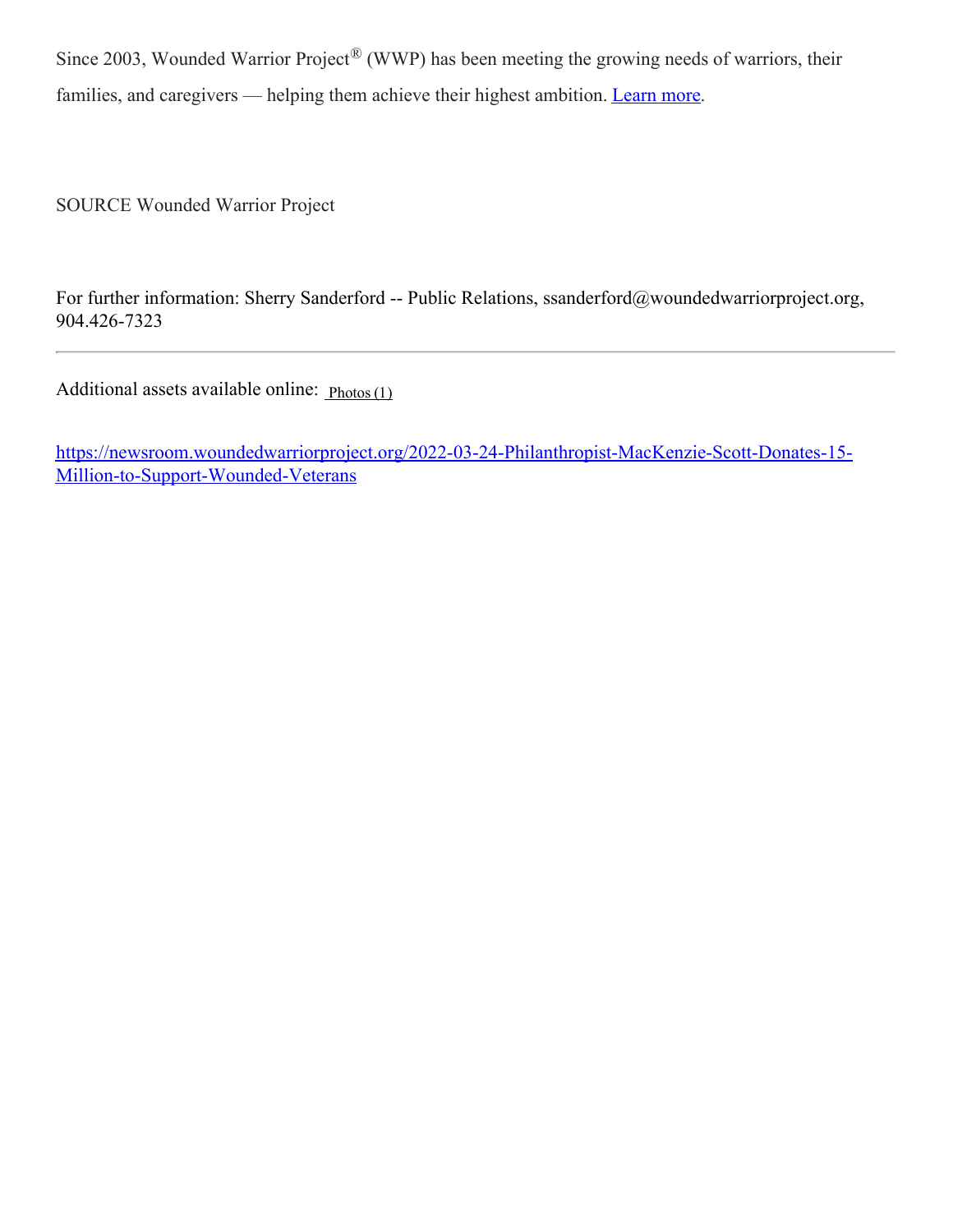Since 2003, Wounded Warrior Project® (WWP) has been meeting the growing needs of warriors, their families, and caregivers — helping them achieve their highest ambition. [Learn more](#).

SOURCE Wounded Warrior Project

For further information: Sherry Sanderford -- Public Relations, ssanderford@woundedwarriorproject.org, 904.426-7323

---

Additional assets available online: Photos (1)

https://newsroom.woundedwarriorproject.org/2022-03-24-Philanthropist-MacKenzie-Scott-Donates-15-Million-to-Support-Wounded-Veterans